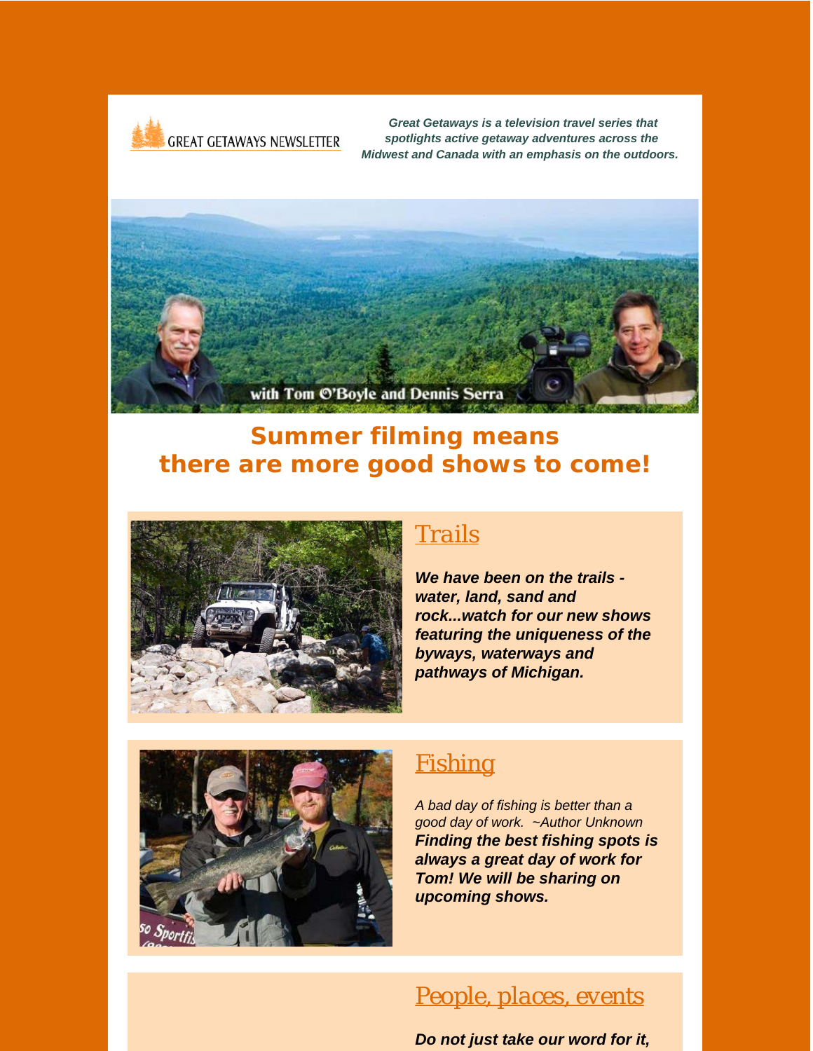GREAT GETAWAYS NEWSLETTER

***Great Getaways is a television travel series that spotlights active getaway adventures across the Midwest and Canada with an emphasis on the outdoors.***

with Tom O'Boyle and Dennis Serra

## Summer filming means there are more good shows to come!

### Trails

***We have been on the trails - water, land, sand and rock...watch for our new shows featuring the uniqueness of the byways, waterways and pathways of Michigan.***

### Fishing

*A bad day of fishing is better than a good day of work. ~Author Unknown*
***Finding the best fishing spots is always a great day of work for Tom! We will be sharing on upcoming shows.***

### People, places, events

***Do not just take our word for it,***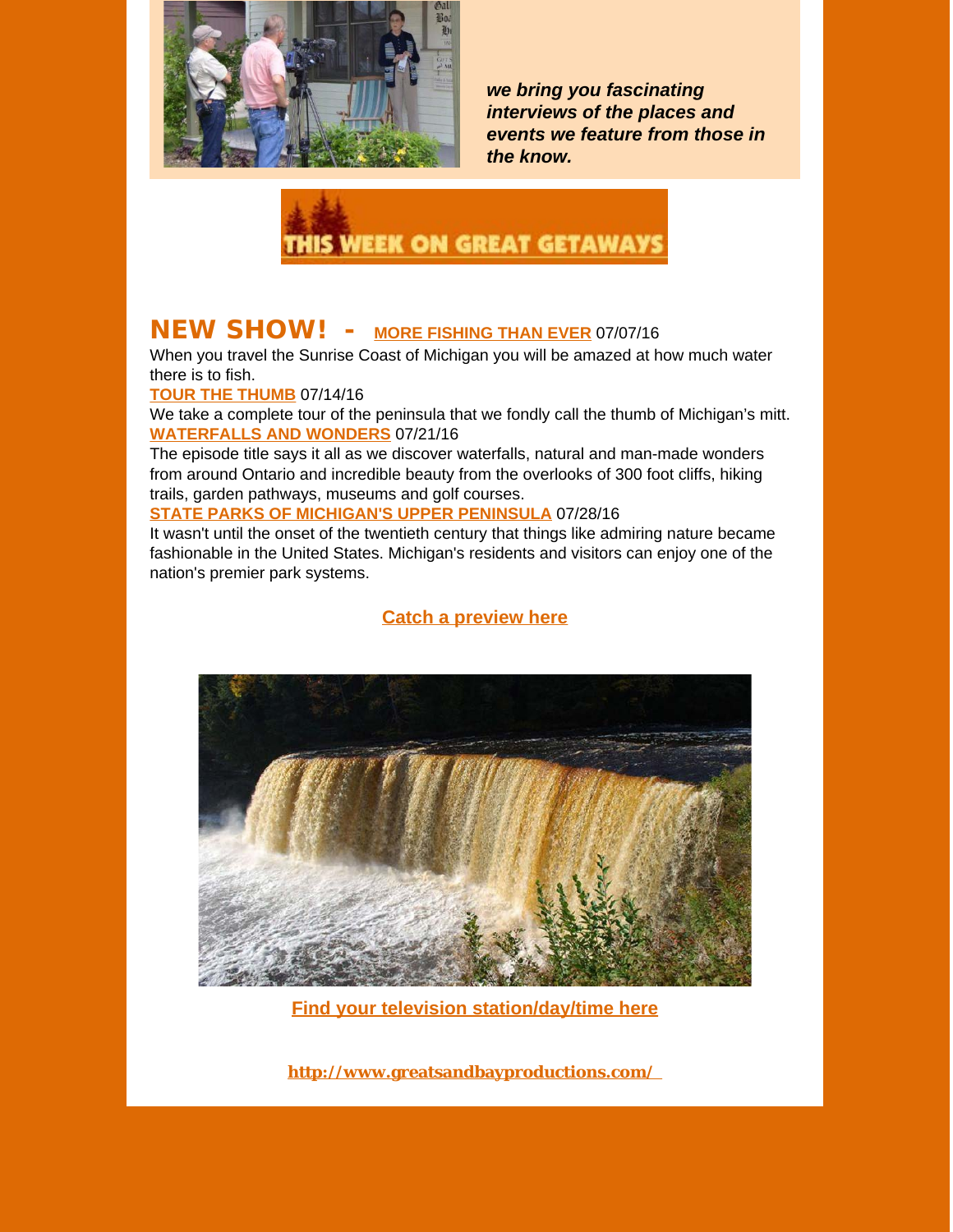***we bring you fascinating interviews of the places and events we feature from those in the know.***

THIS WEEK ON GREAT GETAWAYS

## NEW SHOW! - MORE FISHING THAN EVER 07/07/16

When you travel the Sunrise Coast of Michigan you will be amazed at how much water there is to fish.

**TOUR THE THUMB** 07/14/16

We take a complete tour of the peninsula that we fondly call the thumb of Michigan's mitt.

**WATERFALLS AND WONDERS** 07/21/16

The episode title says it all as we discover waterfalls, natural and man-made wonders from around Ontario and incredible beauty from the overlooks of 300 foot cliffs, hiking trails, garden pathways, museums and golf courses.

**STATE PARKS OF MICHIGAN'S UPPER PENINSULA** 07/28/16

It wasn't until the onset of the twentieth century that things like admiring nature became fashionable in the United States. Michigan's residents and visitors can enjoy one of the nation's premier park systems.

**Catch a preview here**

**Find your television station/day/time here**

**http://www.greatsandbayproductions.com/**